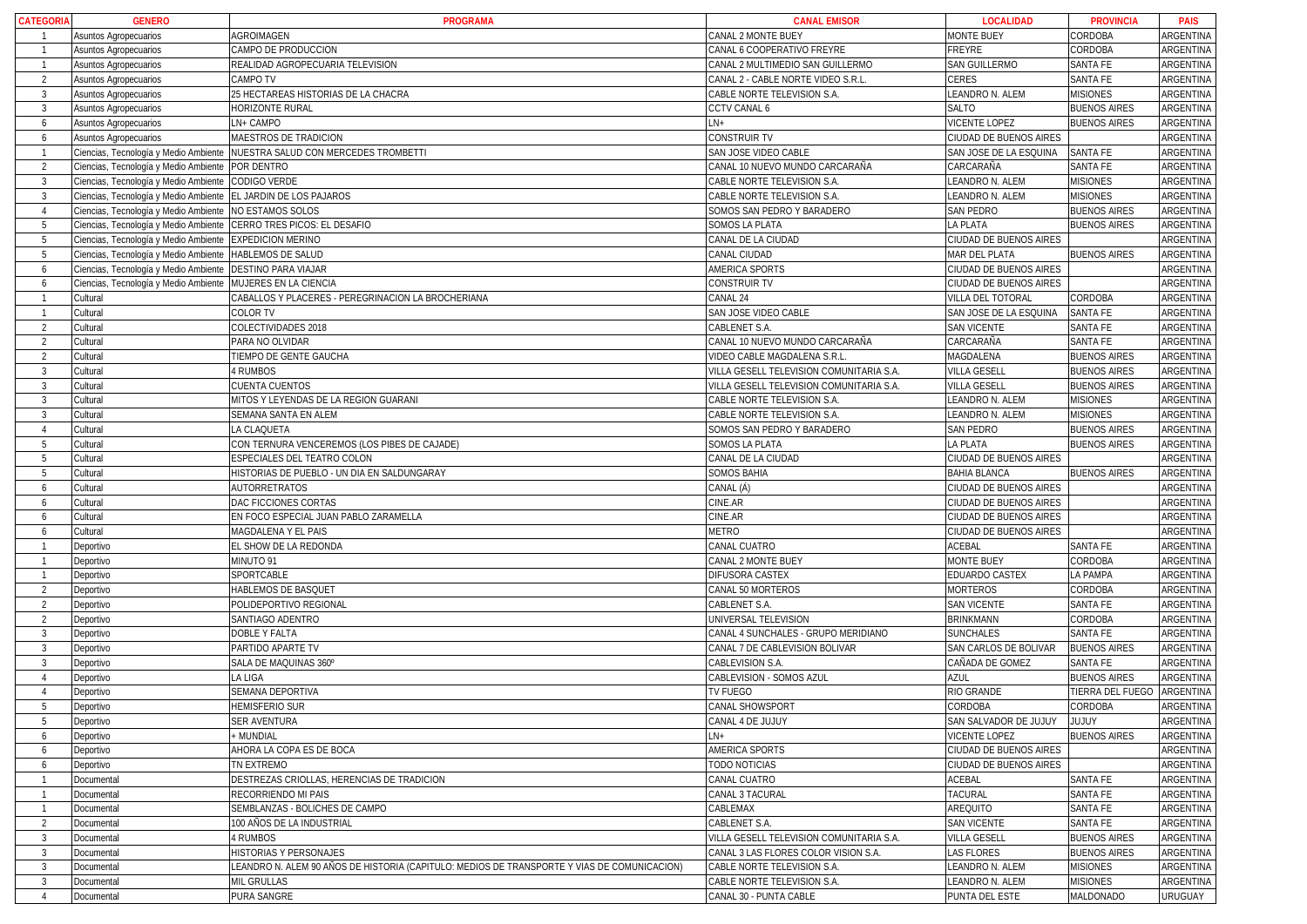| CATEGORIA | GENERO | PROGRAMA | CANAL EMISOR | LOCALIDAD | PROVINCIA | PAIS |
|---|---|---|---|---|---|---|
| 1 | Asuntos Agropecuarios | AGROIMAGEN | CANAL 2 MONTE BUEY | MONTE BUEY | CORDOBA | ARGENTINA |
| 1 | Asuntos Agropecuarios | CAMPO DE PRODUCCION | CANAL 6 COOPERATIVO FREYRE | FREYRE | CORDOBA | ARGENTINA |
| 1 | Asuntos Agropecuarios | REALIDAD AGROPECUARIA TELEVISION | CANAL 2 MULTIMEDIO SAN GUILLERMO | SAN GUILLERMO | SANTA FE | ARGENTINA |
| 2 | Asuntos Agropecuarios | CAMPO TV | CANAL 2 - CABLE NORTE VIDEO S.R.L. | CERES | SANTA FE | ARGENTINA |
| 3 | Asuntos Agropecuarios | 25 HECTAREAS HISTORIAS DE LA CHACRA | CABLE NORTE TELEVISION S.A. | LEANDRO N. ALEM | MISIONES | ARGENTINA |
| 3 | Asuntos Agropecuarios | HORIZONTE RURAL | CCTV CANAL 6 | SALTO | BUENOS AIRES | ARGENTINA |
| 6 | Asuntos Agropecuarios | LN+ CAMPO | LN+ | VICENTE LOPEZ | BUENOS AIRES | ARGENTINA |
| 6 | Asuntos Agropecuarios | MAESTROS DE TRADICION | CONSTRUIR TV | CIUDAD DE BUENOS AIRES | | ARGENTINA |
| 1 | Ciencias, Tecnología y Medio Ambiente | NUESTRA SALUD CON MERCEDES TROMBETTI | SAN JOSE VIDEO CABLE | SAN JOSE DE LA ESQUINA | SANTA FE | ARGENTINA |
| 2 | Ciencias, Tecnología y Medio Ambiente | POR DENTRO | CANAL 10 NUEVO MUNDO CARCARAÑA | CARCARAÑA | SANTA FE | ARGENTINA |
| 3 | Ciencias, Tecnología y Medio Ambiente | CODIGO VERDE | CABLE NORTE TELEVISION S.A. | LEANDRO N. ALEM | MISIONES | ARGENTINA |
| 3 | Ciencias, Tecnología y Medio Ambiente | EL JARDIN DE LOS PAJAROS | CABLE NORTE TELEVISION S.A. | LEANDRO N. ALEM | MISIONES | ARGENTINA |
| 4 | Ciencias, Tecnología y Medio Ambiente | NO ESTAMOS SOLOS | SOMOS SAN PEDRO Y BARADERO | SAN PEDRO | BUENOS AIRES | ARGENTINA |
| 5 | Ciencias, Tecnología y Medio Ambiente | CERRO TRES PICOS: EL DESAFIO | SOMOS LA PLATA | LA PLATA | BUENOS AIRES | ARGENTINA |
| 5 | Ciencias, Tecnología y Medio Ambiente | EXPEDICION MERINO | CANAL DE LA CIUDAD | CIUDAD DE BUENOS AIRES | | ARGENTINA |
| 5 | Ciencias, Tecnología y Medio Ambiente | HABLEMOS DE SALUD | CANAL CIUDAD | MAR DEL PLATA | BUENOS AIRES | ARGENTINA |
| 6 | Ciencias, Tecnología y Medio Ambiente | DESTINO PARA VIAJAR | AMERICA SPORTS | CIUDAD DE BUENOS AIRES | | ARGENTINA |
| 6 | Ciencias, Tecnología y Medio Ambiente | MUJERES EN LA CIENCIA | CONSTRUIR TV | CIUDAD DE BUENOS AIRES | | ARGENTINA |
| 1 | Cultural | CABALLOS Y PLACERES - PEREGRINACION LA BROCHERIANA | CANAL 24 | VILLA DEL TOTORAL | CORDOBA | ARGENTINA |
| 1 | Cultural | COLOR TV | SAN JOSE VIDEO CABLE | SAN JOSE DE LA ESQUINA | SANTA FE | ARGENTINA |
| 2 | Cultural | COLECTIVIDADES 2018 | CABLENET S.A. | SAN VICENTE | SANTA FE | ARGENTINA |
| 2 | Cultural | PARA NO OLVIDAR | CANAL 10 NUEVO MUNDO CARCARAÑA | CARCARAÑA | SANTA FE | ARGENTINA |
| 2 | Cultural | TIEMPO DE GENTE GAUCHA | VIDEO CABLE MAGDALENA S.R.L. | MAGDALENA | BUENOS AIRES | ARGENTINA |
| 3 | Cultural | 4 RUMBOS | VILLA GESELL TELEVISION COMUNITARIA S.A. | VILLA GESELL | BUENOS AIRES | ARGENTINA |
| 3 | Cultural | CUENTA CUENTOS | VILLA GESELL TELEVISION COMUNITARIA S.A. | VILLA GESELL | BUENOS AIRES | ARGENTINA |
| 3 | Cultural | MITOS Y LEYENDAS DE LA REGION GUARANI | CABLE NORTE TELEVISION S.A. | LEANDRO N. ALEM | MISIONES | ARGENTINA |
| 3 | Cultural | SEMANA SANTA EN ALEM | CABLE NORTE TELEVISION S.A. | LEANDRO N. ALEM | MISIONES | ARGENTINA |
| 4 | Cultural | LA CLAQUETA | SOMOS SAN PEDRO Y BARADERO | SAN PEDRO | BUENOS AIRES | ARGENTINA |
| 5 | Cultural | CON TERNURA VENCEREMOS (LOS PIBES DE CAJADE) | SOMOS LA PLATA | LA PLATA | BUENOS AIRES | ARGENTINA |
| 5 | Cultural | ESPECIALES DEL TEATRO COLON | CANAL DE LA CIUDAD | CIUDAD DE BUENOS AIRES | | ARGENTINA |
| 5 | Cultural | HISTORIAS DE PUEBLO - UN DIA EN SALDUNGARAY | SOMOS BAHIA | BAHIA BLANCA | BUENOS AIRES | ARGENTINA |
| 6 | Cultural | AUTORRETRATOS | CANAL (Á) | CIUDAD DE BUENOS AIRES | | ARGENTINA |
| 6 | Cultural | DAC FICCIONES CORTAS | CINE.AR | CIUDAD DE BUENOS AIRES | | ARGENTINA |
| 6 | Cultural | EN FOCO ESPECIAL JUAN PABLO ZARAMELLA | CINE.AR | CIUDAD DE BUENOS AIRES | | ARGENTINA |
| 6 | Cultural | MAGDALENA Y EL PAIS | METRO | CIUDAD DE BUENOS AIRES | | ARGENTINA |
| 1 | Deportivo | EL SHOW DE LA REDONDA | CANAL CUATRO | ACEBAL | SANTA FE | ARGENTINA |
| 1 | Deportivo | MINUTO 91 | CANAL 2 MONTE BUEY | MONTE BUEY | CORDOBA | ARGENTINA |
| 1 | Deportivo | SPORTCABLE | DIFUSORA CASTEX | EDUARDO CASTEX | LA PAMPA | ARGENTINA |
| 2 | Deportivo | HABLEMOS DE BASQUET | CANAL 50 MORTEROS | MORTEROS | CORDOBA | ARGENTINA |
| 2 | Deportivo | POLIDEPORTIVO REGIONAL | CABLENET S.A. | SAN VICENTE | SANTA FE | ARGENTINA |
| 2 | Deportivo | SANTIAGO ADENTRO | UNIVERSAL TELEVISION | BRINKMANN | CORDOBA | ARGENTINA |
| 3 | Deportivo | DOBLE Y FALTA | CANAL 4 SUNCHALES - GRUPO MERIDIANO | SUNCHALES | SANTA FE | ARGENTINA |
| 3 | Deportivo | PARTIDO APARTE TV | CANAL 7 DE CABLEVISION BOLIVAR | SAN CARLOS DE BOLIVAR | BUENOS AIRES | ARGENTINA |
| 3 | Deportivo | SALA DE MAQUINAS 360º | CABLEVISION S.A. | CAÑADA DE GOMEZ | SANTA FE | ARGENTINA |
| 4 | Deportivo | LA LIGA | CABLEVISION - SOMOS AZUL | AZUL | BUENOS AIRES | ARGENTINA |
| 4 | Deportivo | SEMANA DEPORTIVA | TV FUEGO | RIO GRANDE | TIERRA DEL FUEGO | ARGENTINA |
| 5 | Deportivo | HEMISFERIO SUR | CANAL SHOWSPORT | CORDOBA | CORDOBA | ARGENTINA |
| 5 | Deportivo | SER AVENTURA | CANAL 4 DE JUJUY | SAN SALVADOR DE JUJUY | JUJUY | ARGENTINA |
| 6 | Deportivo | + MUNDIAL | LN+ | VICENTE LOPEZ | BUENOS AIRES | ARGENTINA |
| 6 | Deportivo | AHORA LA COPA ES DE BOCA | AMERICA SPORTS | CIUDAD DE BUENOS AIRES | | ARGENTINA |
| 6 | Deportivo | TN EXTREMO | TODO NOTICIAS | CIUDAD DE BUENOS AIRES | | ARGENTINA |
| 1 | Documental | DESTREZAS CRIOLLAS, HERENCIAS DE TRADICION | CANAL CUATRO | ACEBAL | SANTA FE | ARGENTINA |
| 1 | Documental | RECORRIENDO MI PAIS | CANAL 3 TACURAL | TACURAL | SANTA FE | ARGENTINA |
| 1 | Documental | SEMBLANZAS - BOLICHES DE CAMPO | CABLEMAX | AREQUITO | SANTA FE | ARGENTINA |
| 2 | Documental | 100 AÑOS DE LA INDUSTRIAL | CABLENET S.A. | SAN VICENTE | SANTA FE | ARGENTINA |
| 3 | Documental | 4 RUMBOS | VILLA GESELL TELEVISION COMUNITARIA S.A. | VILLA GESELL | BUENOS AIRES | ARGENTINA |
| 3 | Documental | HISTORIAS Y PERSONAJES | CANAL 3 LAS FLORES COLOR VISION S.A. | LAS FLORES | BUENOS AIRES | ARGENTINA |
| 3 | Documental | LEANDRO N. ALEM 90 AÑOS DE HISTORIA (CAPITULO: MEDIOS DE TRANSPORTE Y VIAS DE COMUNICACION) | CABLE NORTE TELEVISION S.A. | LEANDRO N. ALEM | MISIONES | ARGENTINA |
| 3 | Documental | MIL GRULLAS | CABLE NORTE TELEVISION S.A. | LEANDRO N. ALEM | MISIONES | ARGENTINA |
| 4 | Documental | PURA SANGRE | CANAL 30 - PUNTA CABLE | PUNTA DEL ESTE | MALDONADO | URUGUAY |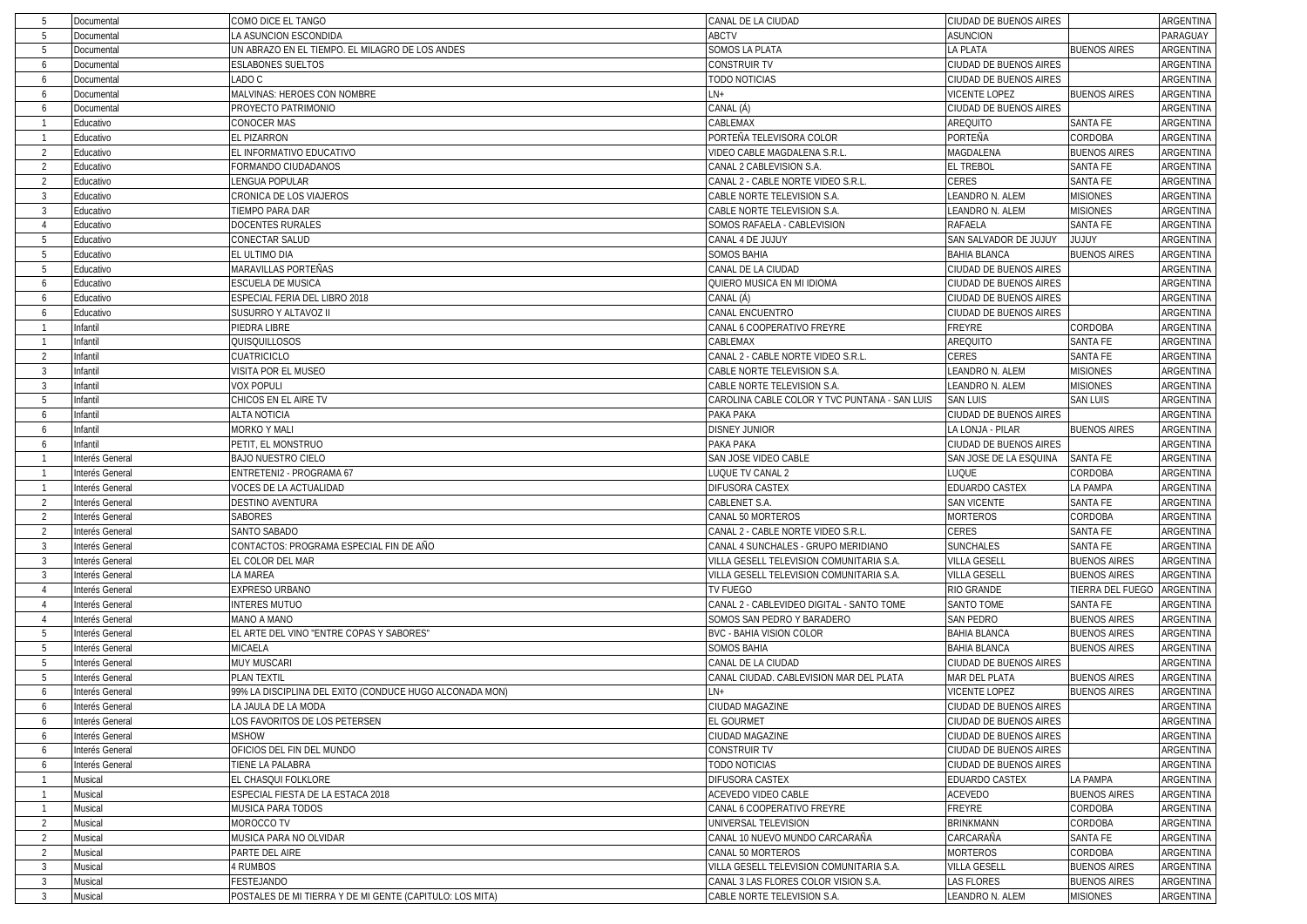| | | | | | | |
|---|---|---|---|---|---|---|
| 5 | Documental | COMO DICE EL TANGO | CANAL DE LA CIUDAD | CIUDAD DE BUENOS AIRES | | ARGENTINA |
| 5 | Documental | LA ASUNCION ESCONDIDA | ABCTV | ASUNCION | | PARAGUAY |
| 5 | Documental | UN ABRAZO EN EL TIEMPO. EL MILAGRO DE LOS ANDES | SOMOS LA PLATA | LA PLATA | BUENOS AIRES | ARGENTINA |
| 6 | Documental | ESLABONES SUELTOS | CONSTRUIR TV | CIUDAD DE BUENOS AIRES | | ARGENTINA |
| 6 | Documental | LADO C | TODO NOTICIAS | CIUDAD DE BUENOS AIRES | | ARGENTINA |
| 6 | Documental | MALVINAS: HEROES CON NOMBRE | LN+ | VICENTE LOPEZ | BUENOS AIRES | ARGENTINA |
| 6 | Documental | PROYECTO PATRIMONIO | CANAL (Á) | CIUDAD DE BUENOS AIRES | | ARGENTINA |
| 1 | Educativo | CONOCER MAS | CABLEMAX | AREQUITO | SANTA FE | ARGENTINA |
| 1 | Educativo | EL PIZARRON | PORTEÑA TELEVISORA COLOR | PORTEÑA | CORDOBA | ARGENTINA |
| 2 | Educativo | EL INFORMATIVO EDUCATIVO | VIDEO CABLE MAGDALENA S.R.L. | MAGDALENA | BUENOS AIRES | ARGENTINA |
| 2 | Educativo | FORMANDO CIUDADANOS | CANAL 2 CABLEVISION S.A. | EL TREBOL | SANTA FE | ARGENTINA |
| 2 | Educativo | LENGUA POPULAR | CANAL 2 - CABLE NORTE VIDEO S.R.L. | CERES | SANTA FE | ARGENTINA |
| 3 | Educativo | CRONICA DE LOS VIAJEROS | CABLE NORTE TELEVISION S.A. | LEANDRO N. ALEM | MISIONES | ARGENTINA |
| 3 | Educativo | TIEMPO PARA DAR | CABLE NORTE TELEVISION S.A. | LEANDRO N. ALEM | MISIONES | ARGENTINA |
| 4 | Educativo | DOCENTES RURALES | SOMOS RAFAELA - CABLEVISION | RAFAELA | SANTA FE | ARGENTINA |
| 5 | Educativo | CONECTAR SALUD | CANAL 4 DE JUJUY | SAN SALVADOR DE JUJUY | JUJUY | ARGENTINA |
| 5 | Educativo | EL ULTIMO DIA | SOMOS BAHIA | BAHIA BLANCA | BUENOS AIRES | ARGENTINA |
| 5 | Educativo | MARAVILLAS PORTEÑAS | CANAL DE LA CIUDAD | CIUDAD DE BUENOS AIRES | | ARGENTINA |
| 6 | Educativo | ESCUELA DE MUSICA | QUIERO MUSICA EN MI IDIOMA | CIUDAD DE BUENOS AIRES | | ARGENTINA |
| 6 | Educativo | ESPECIAL FERIA DEL LIBRO 2018 | CANAL (Á) | CIUDAD DE BUENOS AIRES | | ARGENTINA |
| 6 | Educativo | SUSURRO Y ALTAVOZ II | CANAL ENCUENTRO | CIUDAD DE BUENOS AIRES | | ARGENTINA |
| 1 | Infantil | PIEDRA LIBRE | CANAL 6 COOPERATIVO FREYRE | FREYRE | CORDOBA | ARGENTINA |
| 1 | Infantil | QUISQUILLOSOS | CABLEMAX | AREQUITO | SANTA FE | ARGENTINA |
| 2 | Infantil | CUATRICICLO | CANAL 2 - CABLE NORTE VIDEO S.R.L. | CERES | SANTA FE | ARGENTINA |
| 3 | Infantil | VISITA POR EL MUSEO | CABLE NORTE TELEVISION S.A. | LEANDRO N. ALEM | MISIONES | ARGENTINA |
| 3 | Infantil | VOX POPULI | CABLE NORTE TELEVISION S.A. | LEANDRO N. ALEM | MISIONES | ARGENTINA |
| 5 | Infantil | CHICOS EN EL AIRE TV | CAROLINA CABLE COLOR Y TVC PUNTANA - SAN LUIS | SAN LUIS | SAN LUIS | ARGENTINA |
| 6 | Infantil | ALTA NOTICIA | PAKA PAKA | CIUDAD DE BUENOS AIRES | | ARGENTINA |
| 6 | Infantil | MORKO Y MALI | DISNEY JUNIOR | LA LONJA - PILAR | BUENOS AIRES | ARGENTINA |
| 6 | Infantil | PETIT, EL MONSTRUO | PAKA PAKA | CIUDAD DE BUENOS AIRES | | ARGENTINA |
| 1 | Interés General | BAJO NUESTRO CIELO | SAN JOSE VIDEO CABLE | SAN JOSE DE LA ESQUINA | SANTA FE | ARGENTINA |
| 1 | Interés General | ENTRETENI2 - PROGRAMA 67 | LUQUE TV CANAL 2 | LUQUE | CORDOBA | ARGENTINA |
| 1 | Interés General | VOCES DE LA ACTUALIDAD | DIFUSORA CASTEX | EDUARDO CASTEX | LA PAMPA | ARGENTINA |
| 2 | Interés General | DESTINO AVENTURA | CABLENET S.A. | SAN VICENTE | SANTA FE | ARGENTINA |
| 2 | Interés General | SABORES | CANAL 50 MORTEROS | MORTEROS | CORDOBA | ARGENTINA |
| 2 | Interés General | SANTO SABADO | CANAL 2 - CABLE NORTE VIDEO S.R.L. | CERES | SANTA FE | ARGENTINA |
| 3 | Interés General | CONTACTOS: PROGRAMA ESPECIAL FIN DE AÑO | CANAL 4 SUNCHALES - GRUPO MERIDIANO | SUNCHALES | SANTA FE | ARGENTINA |
| 3 | Interés General | EL COLOR DEL MAR | VILLA GESELL TELEVISION COMUNITARIA S.A. | VILLA GESELL | BUENOS AIRES | ARGENTINA |
| 3 | Interés General | LA MAREA | VILLA GESELL TELEVISION COMUNITARIA S.A. | VILLA GESELL | BUENOS AIRES | ARGENTINA |
| 4 | Interés General | EXPRESO URBANO | TV FUEGO | RIO GRANDE | TIERRA DEL FUEGO | ARGENTINA |
| 4 | Interés General | INTERES MUTUO | CANAL 2 - CABLEVIDEO DIGITAL - SANTO TOME | SANTO TOME | SANTA FE | ARGENTINA |
| 4 | Interés General | MANO A MANO | SOMOS SAN PEDRO Y BARADERO | SAN PEDRO | BUENOS AIRES | ARGENTINA |
| 5 | Interés General | EL ARTE DEL VINO "ENTRE COPAS Y SABORES" | BVC - BAHIA VISION COLOR | BAHIA BLANCA | BUENOS AIRES | ARGENTINA |
| 5 | Interés General | MICAELA | SOMOS BAHIA | BAHIA BLANCA | BUENOS AIRES | ARGENTINA |
| 5 | Interés General | MUY MUSCARI | CANAL DE LA CIUDAD | CIUDAD DE BUENOS AIRES | | ARGENTINA |
| 5 | Interés General | PLAN TEXTIL | CANAL CIUDAD. CABLEVISION MAR DEL PLATA | MAR DEL PLATA | BUENOS AIRES | ARGENTINA |
| 6 | Interés General | 99% LA DISCIPLINA DEL EXITO (CONDUCE HUGO ALCONADA MON) | LN+ | VICENTE LOPEZ | BUENOS AIRES | ARGENTINA |
| 6 | Interés General | LA JAULA DE LA MODA | CIUDAD MAGAZINE | CIUDAD DE BUENOS AIRES | | ARGENTINA |
| 6 | Interés General | LOS FAVORITOS DE LOS PETERSEN | EL GOURMET | CIUDAD DE BUENOS AIRES | | ARGENTINA |
| 6 | Interés General | MSHOW | CIUDAD MAGAZINE | CIUDAD DE BUENOS AIRES | | ARGENTINA |
| 6 | Interés General | OFICIOS DEL FIN DEL MUNDO | CONSTRUIR TV | CIUDAD DE BUENOS AIRES | | ARGENTINA |
| 6 | Interés General | TIENE LA PALABRA | TODO NOTICIAS | CIUDAD DE BUENOS AIRES | | ARGENTINA |
| 1 | Musical | EL CHASQUI FOLKLORE | DIFUSORA CASTEX | EDUARDO CASTEX | LA PAMPA | ARGENTINA |
| 1 | Musical | ESPECIAL FIESTA DE LA ESTACA 2018 | ACEVEDO VIDEO CABLE | ACEVEDO | BUENOS AIRES | ARGENTINA |
| 1 | Musical | MUSICA PARA TODOS | CANAL 6 COOPERATIVO FREYRE | FREYRE | CORDOBA | ARGENTINA |
| 2 | Musical | MOROCCO TV | UNIVERSAL TELEVISION | BRINKMANN | CORDOBA | ARGENTINA |
| 2 | Musical | MUSICA PARA NO OLVIDAR | CANAL 10 NUEVO MUNDO CARCARAÑA | CARCARAÑA | SANTA FE | ARGENTINA |
| 2 | Musical | PARTE DEL AIRE | CANAL 50 MORTEROS | MORTEROS | CORDOBA | ARGENTINA |
| 3 | Musical | 4 RUMBOS | VILLA GESELL TELEVISION COMUNITARIA S.A. | VILLA GESELL | BUENOS AIRES | ARGENTINA |
| 3 | Musical | FESTEJANDO | CANAL 3 LAS FLORES COLOR VISION S.A. | LAS FLORES | BUENOS AIRES | ARGENTINA |
| 3 | Musical | POSTALES DE MI TIERRA Y DE MI GENTE (CAPITULO: LOS MITA) | CABLE NORTE TELEVISION S.A. | LEANDRO N. ALEM | MISIONES | ARGENTINA |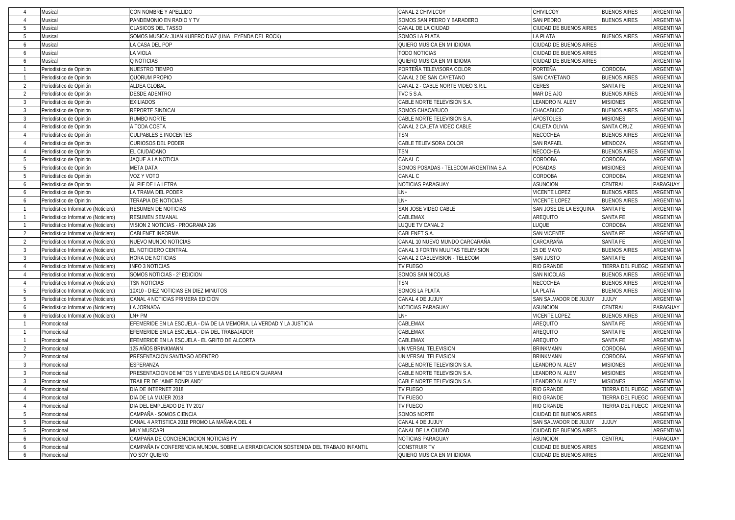| | | | | | | |
|---|---|---|---|---|---|---|
| 4 | Musical | CON NOMBRE Y APELLIDO | CANAL 2 CHIVILCOY | CHIVILCOY | BUENOS AIRES | ARGENTINA |
| 4 | Musical | PANDEMONIO EN RADIO Y TV | SOMOS SAN PEDRO Y BARADERO | SAN PEDRO | BUENOS AIRES | ARGENTINA |
| 5 | Musical | CLASICOS DEL TASSO | CANAL DE LA CIUDAD | CIUDAD DE BUENOS AIRES | | ARGENTINA |
| 5 | Musical | SOMOS MUSICA: JUAN KUBERO DIAZ (UNA LEYENDA DEL ROCK) | SOMOS LA PLATA | LA PLATA | BUENOS AIRES | ARGENTINA |
| 6 | Musical | LA CASA DEL POP | QUIERO MUSICA EN MI IDIOMA | CIUDAD DE BUENOS AIRES | | ARGENTINA |
| 6 | Musical | LA VIOLA | TODO NOTICIAS | CIUDAD DE BUENOS AIRES | | ARGENTINA |
| 6 | Musical | Q NOTICIAS | QUIERO MUSICA EN MI IDIOMA | CIUDAD DE BUENOS AIRES | | ARGENTINA |
| 1 | Periodístico de Opinión | NUESTRO TIEMPO | PORTEÑA TELEVISORA COLOR | PORTEÑA | CORDOBA | ARGENTINA |
| 1 | Periodístico de Opinión | QUORUM PROPIO | CANAL 2 DE SAN CAYETANO | SAN CAYETANO | BUENOS AIRES | ARGENTINA |
| 2 | Periodístico de Opinión | ALDEA GLOBAL | CANAL 2 - CABLE NORTE VIDEO S.R.L. | CERES | SANTA FE | ARGENTINA |
| 2 | Periodístico de Opinión | DESDE ADENTRO | TVC 5 S.A. | MAR DE AJO | BUENOS AIRES | ARGENTINA |
| 3 | Periodístico de Opinión | EXILIADOS | CABLE NORTE TELEVISION S.A. | LEANDRO N. ALEM | MISIONES | ARGENTINA |
| 3 | Periodístico de Opinión | REPORTE SINDICAL | SOMOS CHACABUCO | CHACABUCO | BUENOS AIRES | ARGENTINA |
| 3 | Periodístico de Opinión | RUMBO NORTE | CABLE NORTE TELEVISION S.A. | APOSTOLES | MISIONES | ARGENTINA |
| 4 | Periodístico de Opinión | A TODA COSTA | CANAL 2 CALETA VIDEO CABLE | CALETA OLIVIA | SANTA CRUZ | ARGENTINA |
| 4 | Periodístico de Opinión | CULPABLES E INOCENTES | TSN | NECOCHEA | BUENOS AIRES | ARGENTINA |
| 4 | Periodístico de Opinión | CURIOSOS DEL PODER | CABLE TELEVISORA COLOR | SAN RAFAEL | MENDOZA | ARGENTINA |
| 4 | Periodístico de Opinión | EL CIUDADANO | TSN | NECOCHEA | BUENOS AIRES | ARGENTINA |
| 5 | Periodístico de Opinión | JAQUE A LA NOTICIA | CANAL C | CORDOBA | CORDOBA | ARGENTINA |
| 5 | Periodístico de Opinión | META DATA | SOMOS POSADAS - TELECOM ARGENTINA S.A. | POSADAS | MISIONES | ARGENTINA |
| 5 | Periodístico de Opinión | VOZ Y VOTO | CANAL C | CORDOBA | CORDOBA | ARGENTINA |
| 6 | Periodístico de Opinión | AL PIE DE LA LETRA | NOTICIAS PARAGUAY | ASUNCION | CENTRAL | PARAGUAY |
| 6 | Periodístico de Opinión | LA TRAMA DEL PODER | LN+ | VICENTE LOPEZ | BUENOS AIRES | ARGENTINA |
| 6 | Periodístico de Opinión | TERAPIA DE NOTICIAS | LN+ | VICENTE LOPEZ | BUENOS AIRES | ARGENTINA |
| 1 | Periodístico Informativo (Noticiero) | RESUMEN DE NOTICIAS | SAN JOSE VIDEO CABLE | SAN JOSE DE LA ESQUINA | SANTA FE | ARGENTINA |
| 1 | Periodístico Informativo (Noticiero) | RESUMEN SEMANAL | CABLEMAX | AREQUITO | SANTA FE | ARGENTINA |
| 1 | Periodístico Informativo (Noticiero) | VISION 2 NOTICIAS - PROGRAMA 296 | LUQUE TV CANAL 2 | LUQUE | CORDOBA | ARGENTINA |
| 2 | Periodístico Informativo (Noticiero) | CABLENET INFORMA | CABLENET S.A. | SAN VICENTE | SANTA FE | ARGENTINA |
| 2 | Periodístico Informativo (Noticiero) | NUEVO MUNDO NOTICIAS | CANAL 10 NUEVO MUNDO CARCARAÑA | CARCARAÑA | SANTA FE | ARGENTINA |
| 3 | Periodístico Informativo (Noticiero) | EL NOTICIERO CENTRAL | CANAL 3 FORTIN MULITAS TELEVISION | 25 DE MAYO | BUENOS AIRES | ARGENTINA |
| 3 | Periodístico Informativo (Noticiero) | HORA DE NOTICIAS | CANAL 2 CABLEVISION - TELECOM | SAN JUSTO | SANTA FE | ARGENTINA |
| 4 | Periodístico Informativo (Noticiero) | INFO 3 NOTICIAS | TV FUEGO | RIO GRANDE | TIERRA DEL FUEGO | ARGENTINA |
| 4 | Periodístico Informativo (Noticiero) | SOMOS NOTICIAS - 2º EDICION | SOMOS SAN NICOLAS | SAN NICOLAS | BUENOS AIRES | ARGENTINA |
| 4 | Periodístico Informativo (Noticiero) | TSN NOTICIAS | TSN | NECOCHEA | BUENOS AIRES | ARGENTINA |
| 5 | Periodístico Informativo (Noticiero) | 10X10 - DIEZ NOTICIAS EN DIEZ MINUTOS | SOMOS LA PLATA | LA PLATA | BUENOS AIRES | ARGENTINA |
| 5 | Periodístico Informativo (Noticiero) | CANAL 4 NOTICIAS PRIMERA EDICION | CANAL 4 DE JUJUY | SAN SALVADOR DE JUJUY | JUJUY | ARGENTINA |
| 6 | Periodístico Informativo (Noticiero) | LA JORNADA | NOTICIAS PARAGUAY | ASUNCION | CENTRAL | PARAGUAY |
| 6 | Periodístico Informativo (Noticiero) | LN+ PM | LN+ | VICENTE LOPEZ | BUENOS AIRES | ARGENTINA |
| 1 | Promocional | EFEMERIDE EN LA ESCUELA - DIA DE LA MEMORIA, LA VERDAD Y LA JUSTICIA | CABLEMAX | AREQUITO | SANTA FE | ARGENTINA |
| 1 | Promocional | EFEMERIDE EN LA ESCUELA - DIA DEL TRABAJADOR | CABLEMAX | AREQUITO | SANTA FE | ARGENTINA |
| 1 | Promocional | EFEMERIDE EN LA ESCUELA - EL GRITO DE ALCORTA | CABLEMAX | AREQUITO | SANTA FE | ARGENTINA |
| 2 | Promocional | 125 AÑOS BRINKMANN | UNIVERSAL TELEVISION | BRINKMANN | CORDOBA | ARGENTINA |
| 2 | Promocional | PRESENTACION SANTIAGO ADENTRO | UNIVERSAL TELEVISION | BRINKMANN | CORDOBA | ARGENTINA |
| 3 | Promocional | ESPERANZA | CABLE NORTE TELEVISION S.A. | LEANDRO N. ALEM | MISIONES | ARGENTINA |
| 3 | Promocional | PRESENTACION DE MITOS Y LEYENDAS DE LA REGION GUARANI | CABLE NORTE TELEVISION S.A. | LEANDRO N. ALEM | MISIONES | ARGENTINA |
| 3 | Promocional | TRAILER DE "AIME BONPLAND" | CABLE NORTE TELEVISION S.A. | LEANDRO N. ALEM | MISIONES | ARGENTINA |
| 4 | Promocional | DIA DE INTERNET 2018 | TV FUEGO | RIO GRANDE | TIERRA DEL FUEGO | ARGENTINA |
| 4 | Promocional | DIA DE LA MUJER 2018 | TV FUEGO | RIO GRANDE | TIERRA DEL FUEGO | ARGENTINA |
| 4 | Promocional | DIA DEL EMPLEADO DE TV 2017 | TV FUEGO | RIO GRANDE | TIERRA DEL FUEGO | ARGENTINA |
| 5 | Promocional | CAMPAÑA - SOMOS CIENCIA | SOMOS NORTE | CIUDAD DE BUENOS AIRES | | ARGENTINA |
| 5 | Promocional | CANAL 4 ARTISTICA 2018 PROMO LA MAÑANA DEL 4 | CANAL 4 DE JUJUY | SAN SALVADOR DE JUJUY | JUJUY | ARGENTINA |
| 5 | Promocional | MUY MUSCARI | CANAL DE LA CIUDAD | CIUDAD DE BUENOS AIRES | | ARGENTINA |
| 6 | Promocional | CAMPAÑA DE CONCIENCIACION NOTICIAS PY | NOTICIAS PARAGUAY | ASUNCION | CENTRAL | PARAGUAY |
| 6 | Promocional | CAMPAÑA IV CONFERENCIA MUNDIAL SOBRE LA ERRADICACION SOSTENIDA DEL TRABAJO INFANTIL | CONSTRUIR TV | CIUDAD DE BUENOS AIRES | | ARGENTINA |
| 6 | Promocional | YO SOY QUIERO | QUIERO MUSICA EN MI IDIOMA | CIUDAD DE BUENOS AIRES | | ARGENTINA |